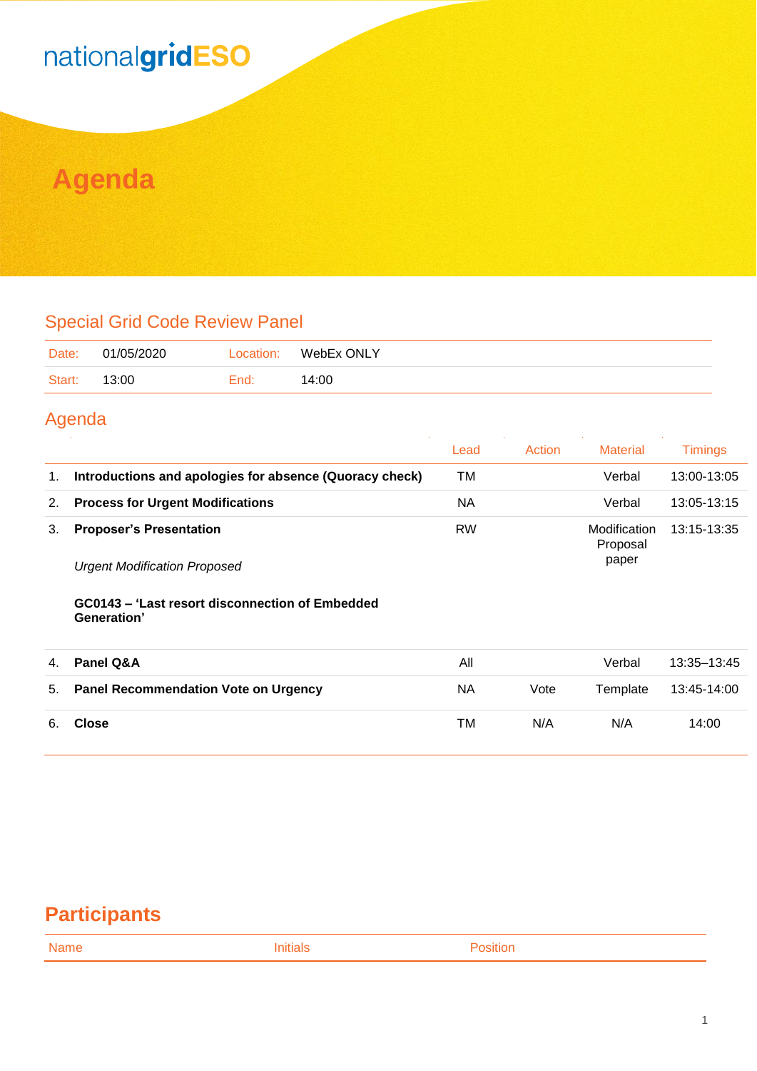nationalgridESO

# Agenda

## Special Grid Code Review Panel

| Date: | 01/05/2020 | Location: | WebEx ONLY |
|---|---|---|---|
| Start: | 13:00 | End: | 14:00 |

## Agenda

| | | Lead | Action | Material | Timings |
|---|---|---|---|---|---|
| 1. | **Introductions and apologies for absence (Quoracy check)** | TM | | Verbal | 13:00-13:05 |
| 2. | **Process for Urgent Modifications** | NA | | Verbal | 13:05-13:15 |
| 3. | **Proposer's Presentation**<br><br>*Urgent Modification Proposed*<br><br>**GC0143 – 'Last resort disconnection of Embedded Generation'** | RW | | Modification Proposal paper | 13:15-13:35 |
| 4. | **Panel Q&A** | All | | Verbal | 13:35–13:45 |
| 5. | **Panel Recommendation Vote on Urgency** | NA | Vote | Template | 13:45-14:00 |
| 6. | **Close** | TM | N/A | N/A | 14:00 |

## Participants

| Name | Initials | Position |
|---|---|---|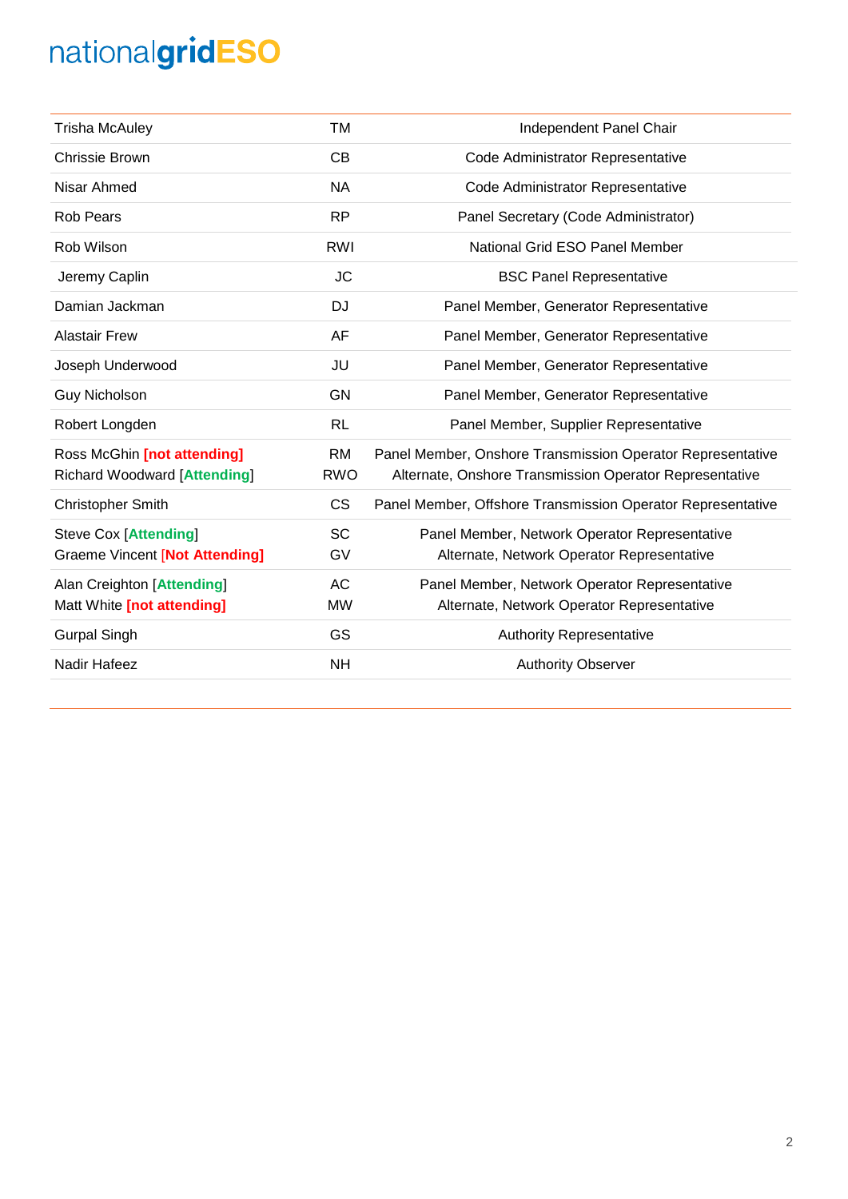| | | |
|---|---|---|
| Trisha McAuley | TM | Independent Panel Chair |
| Chrissie Brown | CB | Code Administrator Representative |
| Nisar Ahmed | NA | Code Administrator Representative |
| Rob Pears | RP | Panel Secretary (Code Administrator) |
| Rob Wilson | RWI | National Grid ESO Panel Member |
| Jeremy Caplin | JC | BSC Panel Representative |
| Damian Jackman | DJ | Panel Member, Generator Representative |
| Alastair Frew | AF | Panel Member, Generator Representative |
| Joseph Underwood | JU | Panel Member, Generator Representative |
| Guy Nicholson | GN | Panel Member, Generator Representative |
| Robert Longden | RL | Panel Member, Supplier Representative |
| Ross McGhin **[not attending]**<br>Richard Woodward [**Attending**] | RM<br>RWO | Panel Member, Onshore Transmission Operator Representative<br>Alternate, Onshore Transmission Operator Representative |
| Christopher Smith | CS | Panel Member, Offshore Transmission Operator Representative |
| Steve Cox [**Attending**]<br>Graeme Vincent [**Not Attending]** | SC<br>GV | Panel Member, Network Operator Representative<br>Alternate, Network Operator Representative |
| Alan Creighton [**Attending**]<br>Matt White **[not attending]** | AC<br>MW | Panel Member, Network Operator Representative<br>Alternate, Network Operator Representative |
| Gurpal Singh | GS | Authority Representative |
| Nadir Hafeez | NH | Authority Observer |